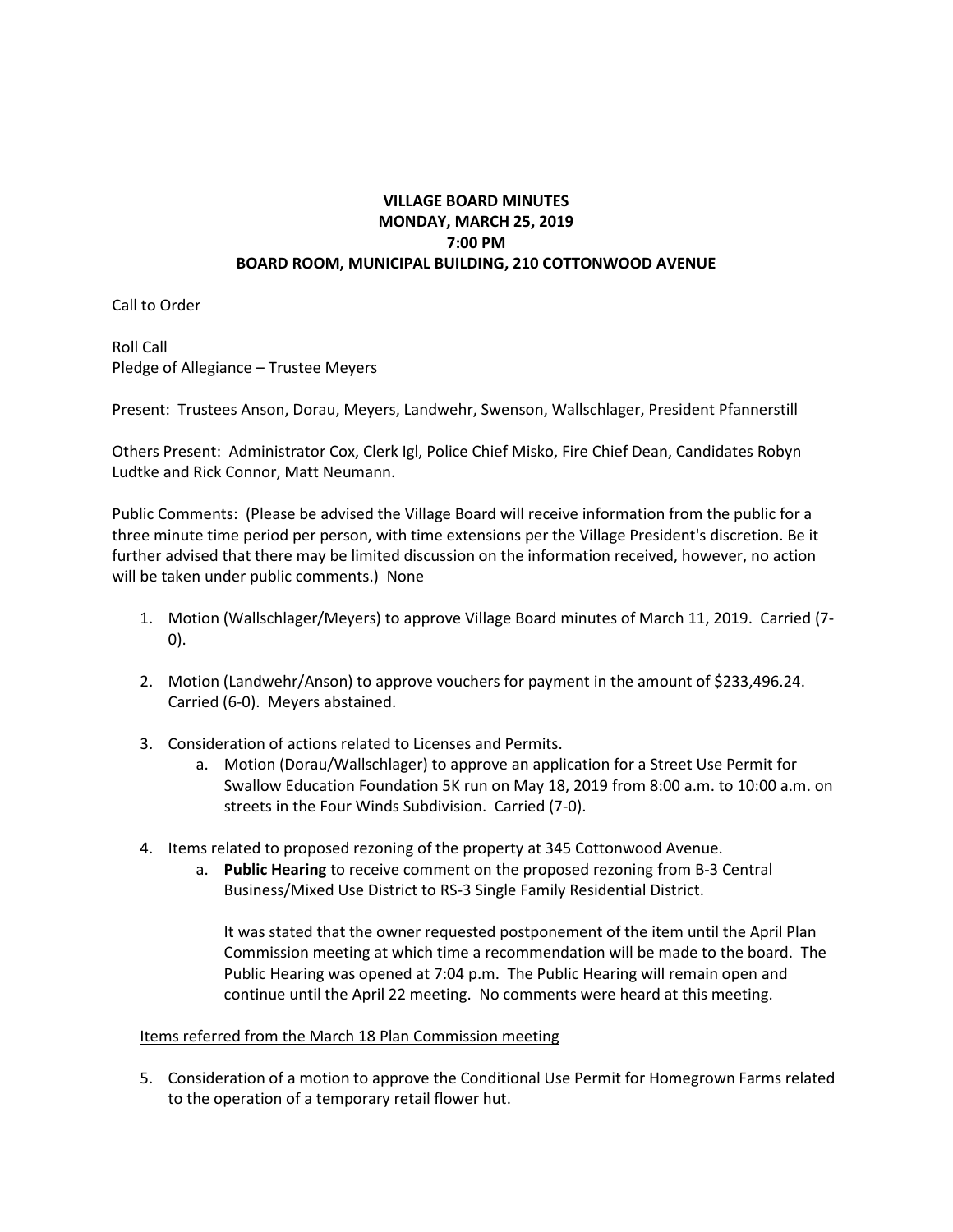# VILLAGE BOARD MINUTES
## MONDAY, MARCH 25, 2019
## 7:00 PM
## BOARD ROOM, MUNICIPAL BUILDING, 210 COTTONWOOD AVENUE

Call to Order

Roll Call
Pledge of Allegiance – Trustee Meyers

Present: Trustees Anson, Dorau, Meyers, Landwehr, Swenson, Wallschlager, President Pfannerstill

Others Present: Administrator Cox, Clerk Igl, Police Chief Misko, Fire Chief Dean, Candidates Robyn Ludtke and Rick Connor, Matt Neumann.

Public Comments: (Please be advised the Village Board will receive information from the public for a three minute time period per person, with time extensions per the Village President's discretion. Be it further advised that there may be limited discussion on the information received, however, no action will be taken under public comments.) None

1. Motion (Wallschlager/Meyers) to approve Village Board minutes of March 11, 2019. Carried (7-0).

2. Motion (Landwehr/Anson) to approve vouchers for payment in the amount of $233,496.24. Carried (6-0). Meyers abstained.

3. Consideration of actions related to Licenses and Permits.
   a. Motion (Dorau/Wallschlager) to approve an application for a Street Use Permit for Swallow Education Foundation 5K run on May 18, 2019 from 8:00 a.m. to 10:00 a.m. on streets in the Four Winds Subdivision. Carried (7-0).

4. Items related to proposed rezoning of the property at 345 Cottonwood Avenue.
   a. **Public Hearing** to receive comment on the proposed rezoning from B-3 Central Business/Mixed Use District to RS-3 Single Family Residential District.

      It was stated that the owner requested postponement of the item until the April Plan Commission meeting at which time a recommendation will be made to the board. The Public Hearing was opened at 7:04 p.m. The Public Hearing will remain open and continue until the April 22 meeting. No comments were heard at this meeting.

<u>Items referred from the March 18 Plan Commission meeting</u>

5. Consideration of a motion to approve the Conditional Use Permit for Homegrown Farms related to the operation of a temporary retail flower hut.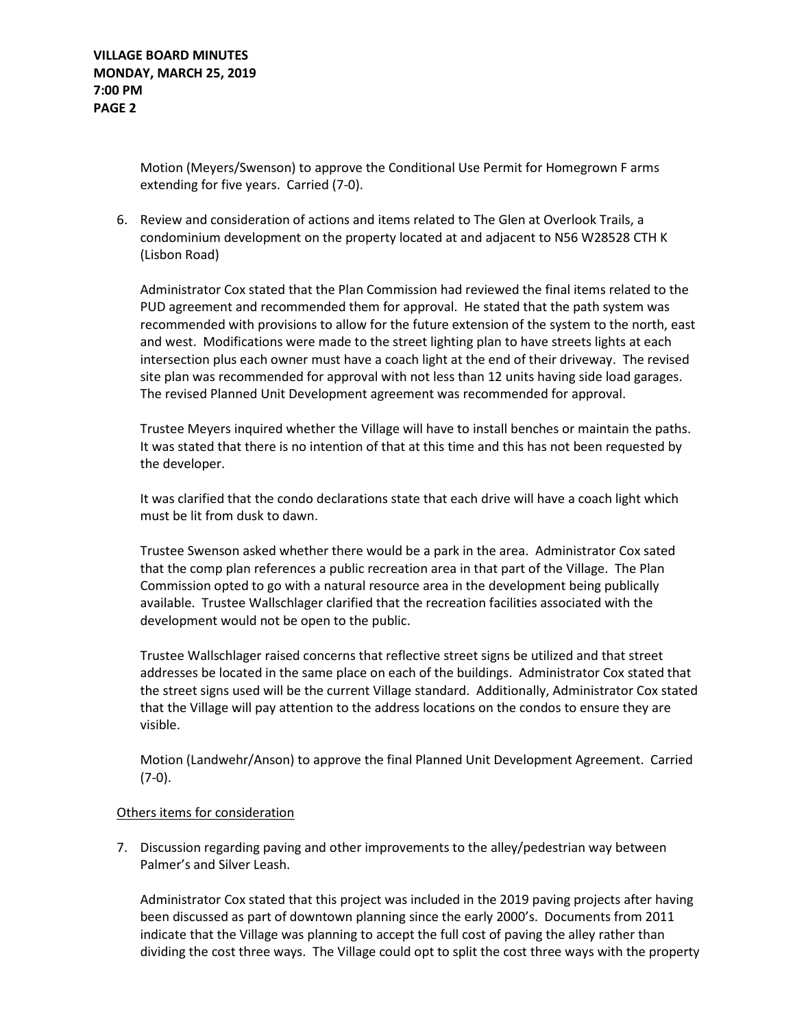Motion (Meyers/Swenson) to approve the Conditional Use Permit for Homegrown F arms extending for five years. Carried (7-0).

6. Review and consideration of actions and items related to The Glen at Overlook Trails, a condominium development on the property located at and adjacent to N56 W28528 CTH K (Lisbon Road)

   Administrator Cox stated that the Plan Commission had reviewed the final items related to the PUD agreement and recommended them for approval. He stated that the path system was recommended with provisions to allow for the future extension of the system to the north, east and west. Modifications were made to the street lighting plan to have streets lights at each intersection plus each owner must have a coach light at the end of their driveway. The revised site plan was recommended for approval with not less than 12 units having side load garages. The revised Planned Unit Development agreement was recommended for approval.

   Trustee Meyers inquired whether the Village will have to install benches or maintain the paths. It was stated that there is no intention of that at this time and this has not been requested by the developer.

   It was clarified that the condo declarations state that each drive will have a coach light which must be lit from dusk to dawn.

   Trustee Swenson asked whether there would be a park in the area. Administrator Cox sated that the comp plan references a public recreation area in that part of the Village. The Plan Commission opted to go with a natural resource area in the development being publically available. Trustee Wallschlager clarified that the recreation facilities associated with the development would not be open to the public.

   Trustee Wallschlager raised concerns that reflective street signs be utilized and that street addresses be located in the same place on each of the buildings. Administrator Cox stated that the street signs used will be the current Village standard. Additionally, Administrator Cox stated that the Village will pay attention to the address locations on the condos to ensure they are visible.

   Motion (Landwehr/Anson) to approve the final Planned Unit Development Agreement. Carried (7-0).

<u>Others items for consideration</u>

7. Discussion regarding paving and other improvements to the alley/pedestrian way between Palmer's and Silver Leash.

   Administrator Cox stated that this project was included in the 2019 paving projects after having been discussed as part of downtown planning since the early 2000's. Documents from 2011 indicate that the Village was planning to accept the full cost of paving the alley rather than dividing the cost three ways. The Village could opt to split the cost three ways with the property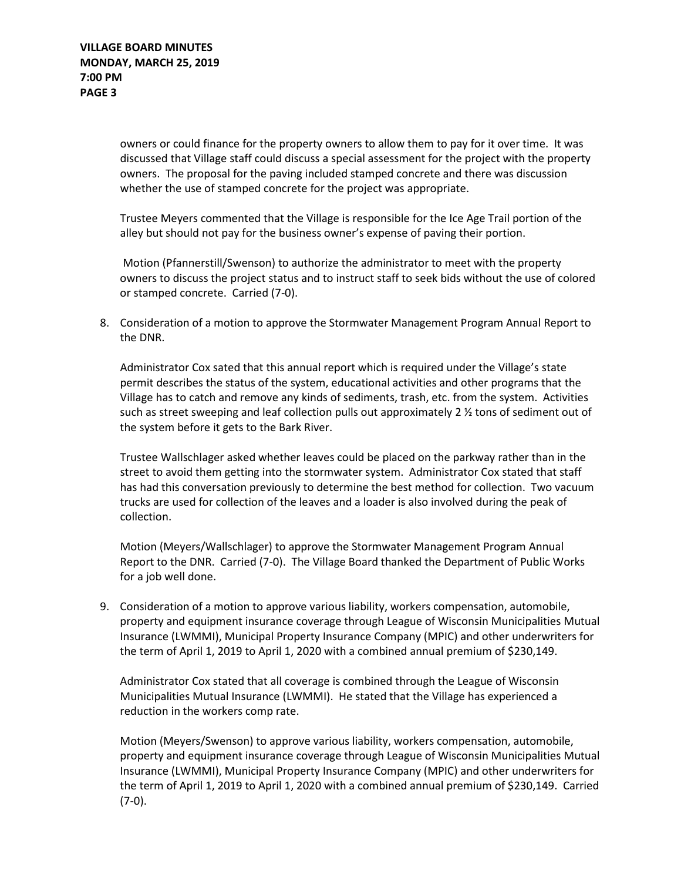owners or could finance for the property owners to allow them to pay for it over time. It was discussed that Village staff could discuss a special assessment for the project with the property owners. The proposal for the paving included stamped concrete and there was discussion whether the use of stamped concrete for the project was appropriate.

Trustee Meyers commented that the Village is responsible for the Ice Age Trail portion of the alley but should not pay for the business owner's expense of paving their portion.

Motion (Pfannerstill/Swenson) to authorize the administrator to meet with the property owners to discuss the project status and to instruct staff to seek bids without the use of colored or stamped concrete. Carried (7-0).

8. Consideration of a motion to approve the Stormwater Management Program Annual Report to the DNR.

   Administrator Cox sated that this annual report which is required under the Village's state permit describes the status of the system, educational activities and other programs that the Village has to catch and remove any kinds of sediments, trash, etc. from the system. Activities such as street sweeping and leaf collection pulls out approximately 2 ½ tons of sediment out of the system before it gets to the Bark River.

   Trustee Wallschlager asked whether leaves could be placed on the parkway rather than in the street to avoid them getting into the stormwater system. Administrator Cox stated that staff has had this conversation previously to determine the best method for collection. Two vacuum trucks are used for collection of the leaves and a loader is also involved during the peak of collection.

   Motion (Meyers/Wallschlager) to approve the Stormwater Management Program Annual Report to the DNR. Carried (7-0). The Village Board thanked the Department of Public Works for a job well done.

9. Consideration of a motion to approve various liability, workers compensation, automobile, property and equipment insurance coverage through League of Wisconsin Municipalities Mutual Insurance (LWMMI), Municipal Property Insurance Company (MPIC) and other underwriters for the term of April 1, 2019 to April 1, 2020 with a combined annual premium of $230,149.

   Administrator Cox stated that all coverage is combined through the League of Wisconsin Municipalities Mutual Insurance (LWMMI). He stated that the Village has experienced a reduction in the workers comp rate.

   Motion (Meyers/Swenson) to approve various liability, workers compensation, automobile, property and equipment insurance coverage through League of Wisconsin Municipalities Mutual Insurance (LWMMI), Municipal Property Insurance Company (MPIC) and other underwriters for the term of April 1, 2019 to April 1, 2020 with a combined annual premium of $230,149. Carried (7-0).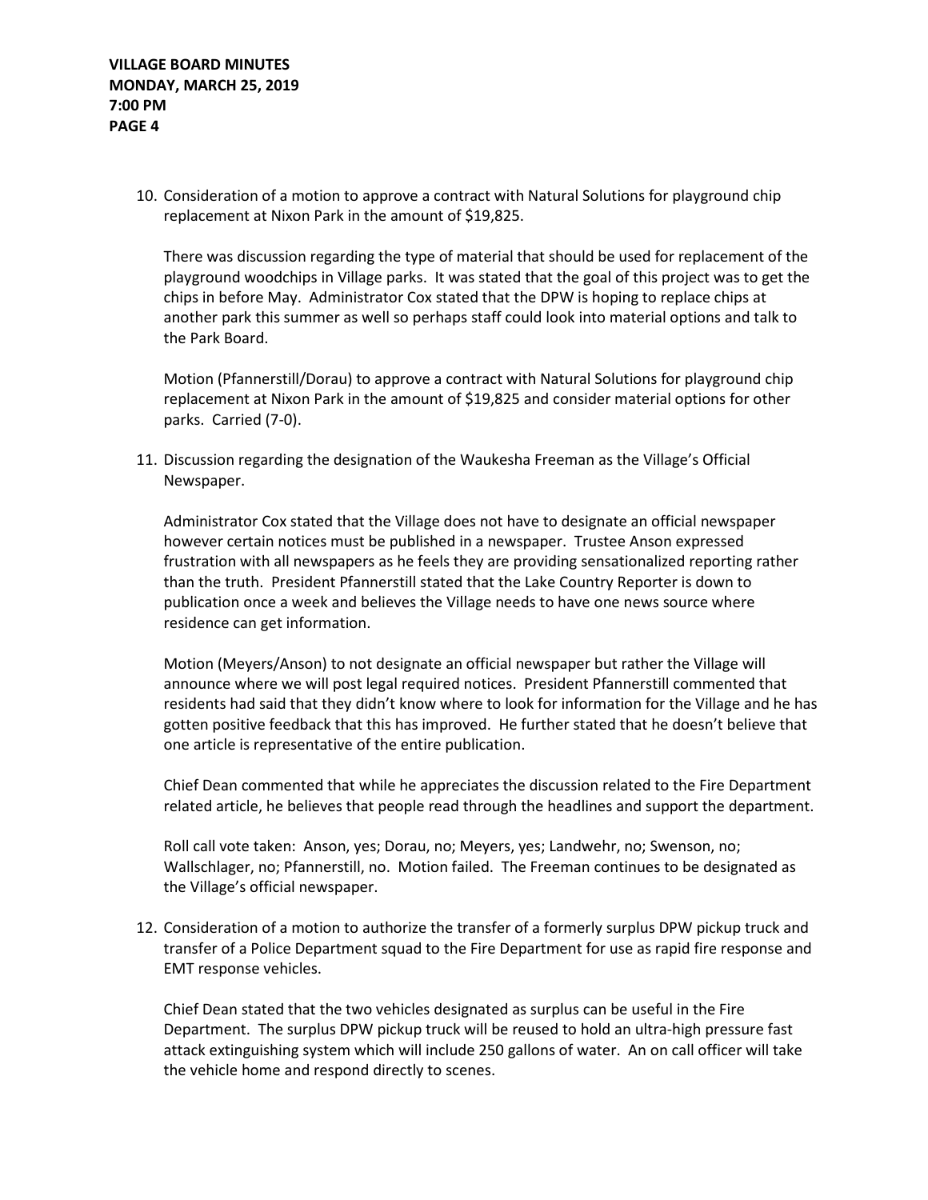10. Consideration of a motion to approve a contract with Natural Solutions for playground chip replacement at Nixon Park in the amount of $19,825.

    There was discussion regarding the type of material that should be used for replacement of the playground woodchips in Village parks. It was stated that the goal of this project was to get the chips in before May. Administrator Cox stated that the DPW is hoping to replace chips at another park this summer as well so perhaps staff could look into material options and talk to the Park Board.

    Motion (Pfannerstill/Dorau) to approve a contract with Natural Solutions for playground chip replacement at Nixon Park in the amount of $19,825 and consider material options for other parks. Carried (7-0).

11. Discussion regarding the designation of the Waukesha Freeman as the Village's Official Newspaper.

    Administrator Cox stated that the Village does not have to designate an official newspaper however certain notices must be published in a newspaper. Trustee Anson expressed frustration with all newspapers as he feels they are providing sensationalized reporting rather than the truth. President Pfannerstill stated that the Lake Country Reporter is down to publication once a week and believes the Village needs to have one news source where residence can get information.

    Motion (Meyers/Anson) to not designate an official newspaper but rather the Village will announce where we will post legal required notices. President Pfannerstill commented that residents had said that they didn't know where to look for information for the Village and he has gotten positive feedback that this has improved. He further stated that he doesn't believe that one article is representative of the entire publication.

    Chief Dean commented that while he appreciates the discussion related to the Fire Department related article, he believes that people read through the headlines and support the department.

    Roll call vote taken: Anson, yes; Dorau, no; Meyers, yes; Landwehr, no; Swenson, no; Wallschlager, no; Pfannerstill, no. Motion failed. The Freeman continues to be designated as the Village's official newspaper.

12. Consideration of a motion to authorize the transfer of a formerly surplus DPW pickup truck and transfer of a Police Department squad to the Fire Department for use as rapid fire response and EMT response vehicles.

    Chief Dean stated that the two vehicles designated as surplus can be useful in the Fire Department. The surplus DPW pickup truck will be reused to hold an ultra-high pressure fast attack extinguishing system which will include 250 gallons of water. An on call officer will take the vehicle home and respond directly to scenes.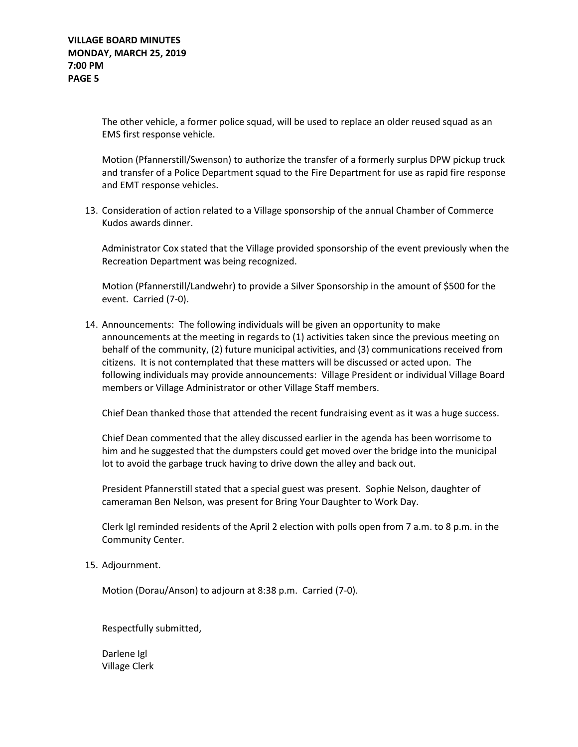The other vehicle, a former police squad, will be used to replace an older reused squad as an EMS first response vehicle.

Motion (Pfannerstill/Swenson) to authorize the transfer of a formerly surplus DPW pickup truck and transfer of a Police Department squad to the Fire Department for use as rapid fire response and EMT response vehicles.

13. Consideration of action related to a Village sponsorship of the annual Chamber of Commerce Kudos awards dinner.

    Administrator Cox stated that the Village provided sponsorship of the event previously when the Recreation Department was being recognized.

    Motion (Pfannerstill/Landwehr) to provide a Silver Sponsorship in the amount of $500 for the event. Carried (7-0).

14. Announcements: The following individuals will be given an opportunity to make announcements at the meeting in regards to (1) activities taken since the previous meeting on behalf of the community, (2) future municipal activities, and (3) communications received from citizens. It is not contemplated that these matters will be discussed or acted upon. The following individuals may provide announcements: Village President or individual Village Board members or Village Administrator or other Village Staff members.

    Chief Dean thanked those that attended the recent fundraising event as it was a huge success.

    Chief Dean commented that the alley discussed earlier in the agenda has been worrisome to him and he suggested that the dumpsters could get moved over the bridge into the municipal lot to avoid the garbage truck having to drive down the alley and back out.

    President Pfannerstill stated that a special guest was present. Sophie Nelson, daughter of cameraman Ben Nelson, was present for Bring Your Daughter to Work Day.

    Clerk Igl reminded residents of the April 2 election with polls open from 7 a.m. to 8 p.m. in the Community Center.

15. Adjournment.

    Motion (Dorau/Anson) to adjourn at 8:38 p.m. Carried (7-0).

Respectfully submitted,

Darlene Igl
Village Clerk